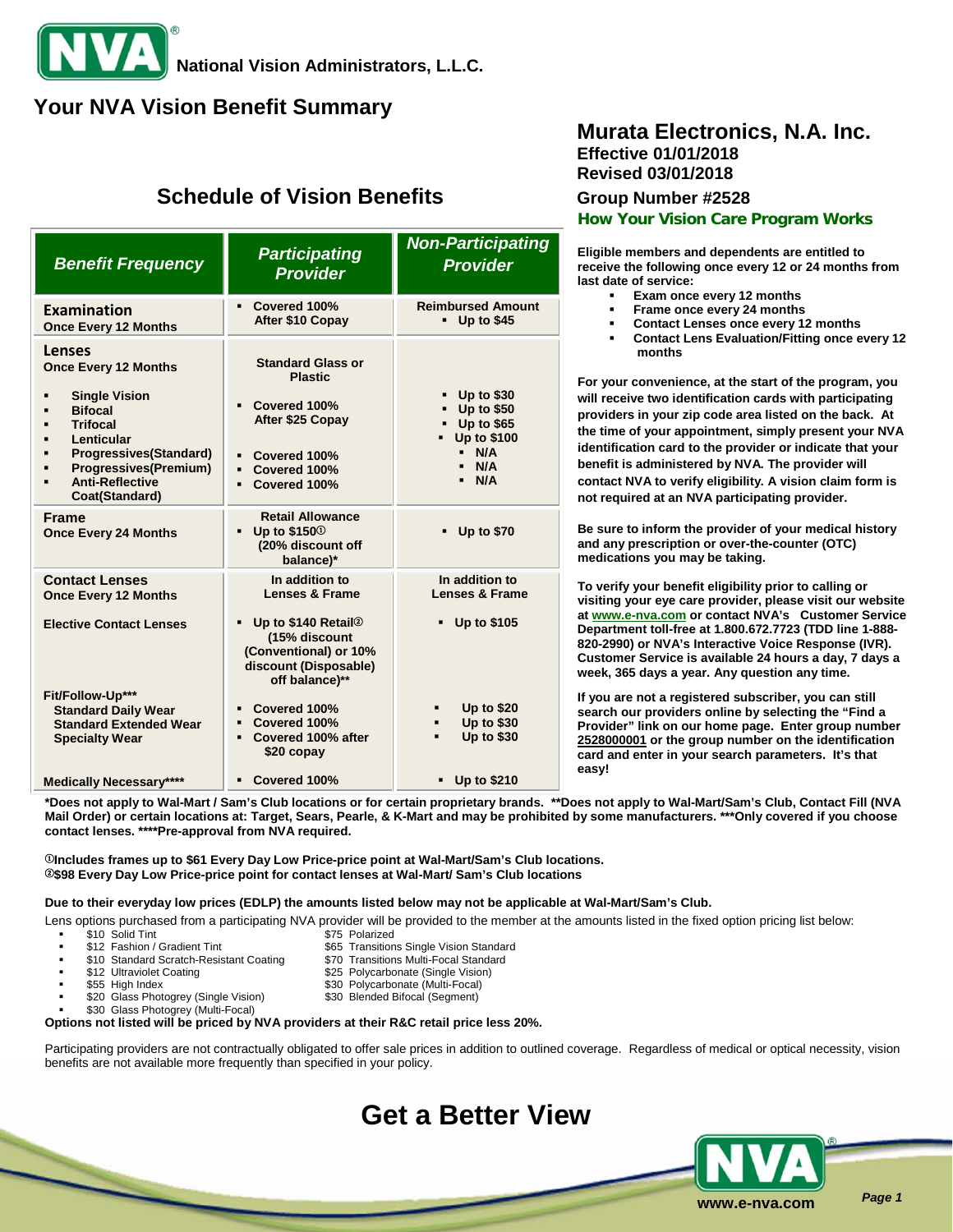**National Vision Administrators, L.L.C.**

# Your NVA Vision Benefit Summary

## Murata Electronics, N.A. Inc.

**Effective 01/01/2018**
**Revised 03/01/2018**

**Group Number #2528**

## Schedule of Vision Benefits

| *Benefit Frequency* | *Participating Provider* | *Non-Participating Provider* |
|---|---|---|
| **Examination** Once Every 12 Months | Covered 100% After $10 Copay | Reimbursed Amount Up to $45 |
| **Lenses** Once Every 12 Months | Standard Glass or Plastic | |
| Single Vision | Covered 100% After $25 Copay | Up to $30 |
| Bifocal | | Up to $50 |
| Trifocal | | Up to $65 |
| Lenticular | | Up to $100 |
| Progressives(Standard) | Covered 100% | N/A |
| Progressives(Premium) | Covered 100% | N/A |
| Anti-Reflective Coat(Standard) | Covered 100% | N/A |
| **Frame** Once Every 24 Months | Retail Allowance Up to $150① (20% discount off balance)* | Up to $70 |
| **Contact Lenses** Once Every 12 Months | In addition to Lenses & Frame | In addition to Lenses & Frame |
| Elective Contact Lenses | Up to $140 Retail② (15% discount (Conventional) or 10% discount (Disposable) off balance)** | Up to $105 |
| Fit/Follow-Up*** | | |
| Standard Daily Wear | Covered 100% | Up to $20 |
| Standard Extended Wear | Covered 100% | Up to $30 |
| Specialty Wear | Covered 100% after $20 copay | Up to $30 |
| Medically Necessary**** | Covered 100% | Up to $210 |

*Does not apply to Wal-Mart / Sam's Club locations or for certain proprietary brands. **Does not apply to Wal-Mart/Sam's Club, Contact Fill (NVA Mail Order) or certain locations at: Target, Sears, Pearle, & K-Mart and may be prohibited by some manufacturers. ***Only covered if you choose contact lenses. ****Pre-approval from NVA required.

①Includes frames up to $61 Every Day Low Price-price point at Wal-Mart/Sam's Club locations.
②$98 Every Day Low Price-price point for contact lenses at Wal-Mart/ Sam's Club locations

**Due to their everyday low prices (EDLP) the amounts listed below may not be applicable at Wal-Mart/Sam's Club.**

Lens options purchased from a participating NVA provider will be provided to the member at the amounts listed in the fixed option pricing list below:

- $10 Solid Tint
- $12 Fashion / Gradient Tint
- $10 Standard Scratch-Resistant Coating
- $12 Ultraviolet Coating
- $55 High Index
- $20 Glass Photogrey (Single Vision)
- $30 Glass Photogrey (Multi-Focal)
- $75 Polarized
- $65 Transitions Single Vision Standard
- $70 Transitions Multi-Focal Standard
- $25 Polycarbonate (Single Vision)
- $30 Polycarbonate (Multi-Focal)
- $30 Blended Bifocal (Segment)

**Options not listed will be priced by NVA providers at their R&C retail price less 20%.**

Participating providers are not contractually obligated to offer sale prices in addition to outlined coverage. Regardless of medical or optical necessity, vision benefits are not available more frequently than specified in your policy.

## How Your Vision Care Program Works

**Eligible members and dependents are entitled to receive the following once every 12 or 24 months from last date of service:**

- **Exam once every 12 months**
- **Frame once every 24 months**
- **Contact Lenses once every 12 months**
- **Contact Lens Evaluation/Fitting once every 12 months**

**For your convenience, at the start of the program, you will receive two identification cards with participating providers in your zip code area listed on the back. At the time of your appointment, simply present your NVA identification card to the provider or indicate that your benefit is administered by NVA. The provider will contact NVA to verify eligibility. A vision claim form is not required at an NVA participating provider.**

**Be sure to inform the provider of your medical history and any prescription or over-the-counter (OTC) medications you may be taking.**

**To verify your benefit eligibility prior to calling or visiting your eye care provider, please visit our website at www.e-nva.com or contact NVA's Customer Service Department toll-free at 1.800.672.7723 (TDD line 1-888-820-2990) or NVA's Interactive Voice Response (IVR). Customer Service is available 24 hours a day, 7 days a week, 365 days a year. Any question any time.**

**If you are not a registered subscriber, you can still search our providers online by selecting the "Find a Provider" link on our home page. Enter group number 2528000001 or the group number on the identification card and enter in your search parameters. It's that easy!**

## Get a Better View

www.e-nva.com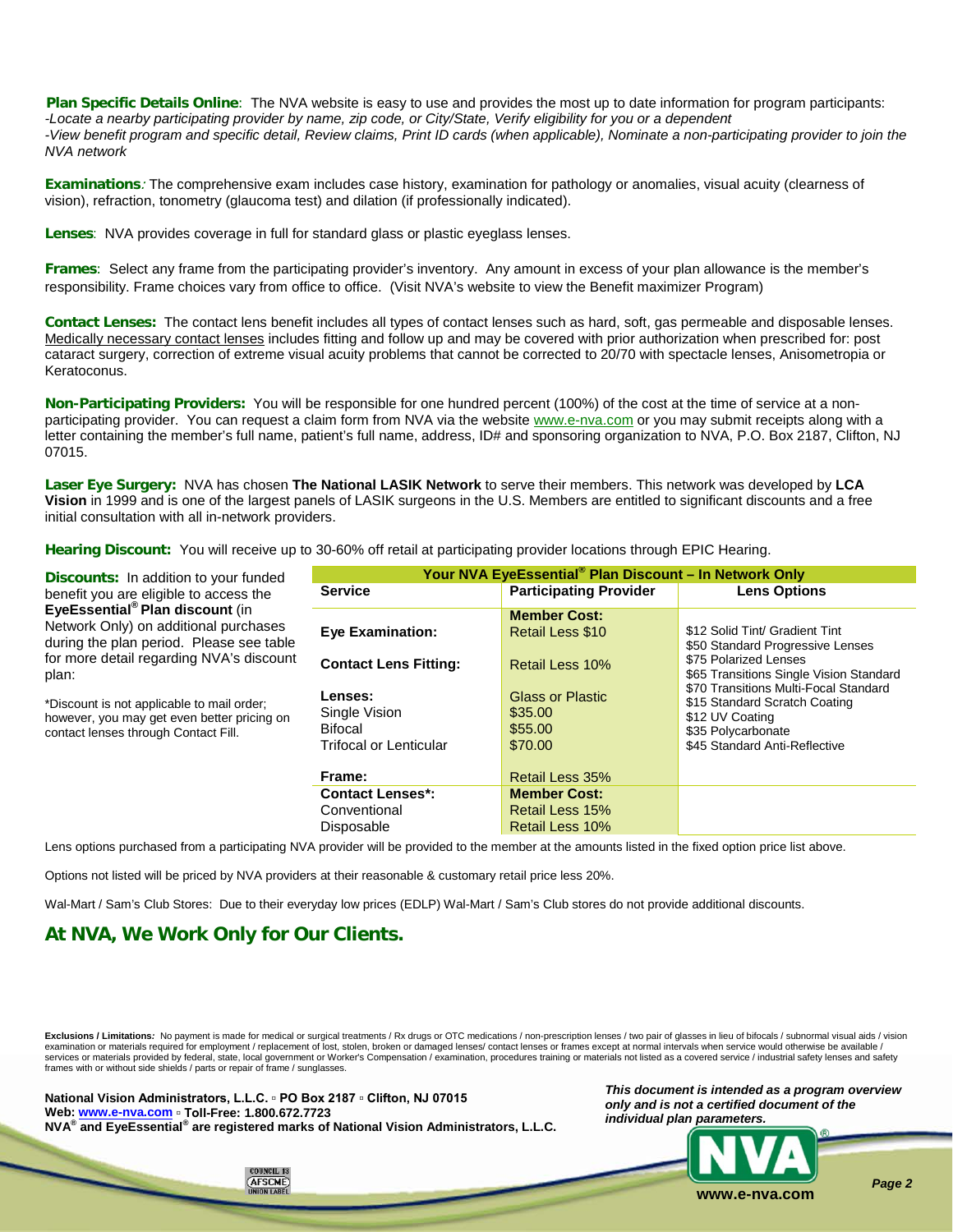**Plan Specific Details Online**: The NVA website is easy to use and provides the most up to date information for program participants:
*-Locate a nearby participating provider by name, zip code, or City/State, Verify eligibility for you or a dependent*
*-View benefit program and specific detail, Review claims, Print ID cards (when applicable), Nominate a non-participating provider to join the NVA network*

**Examinations**: The comprehensive exam includes case history, examination for pathology or anomalies, visual acuity (clearness of vision), refraction, tonometry (glaucoma test) and dilation (if professionally indicated).

**Lenses**: NVA provides coverage in full for standard glass or plastic eyeglass lenses.

**Frames**: Select any frame from the participating provider's inventory. Any amount in excess of your plan allowance is the member's responsibility. Frame choices vary from office to office. (Visit NVA's website to view the Benefit maximizer Program)

**Contact Lenses:** The contact lens benefit includes all types of contact lenses such as hard, soft, gas permeable and disposable lenses. Medically necessary contact lenses includes fitting and follow up and may be covered with prior authorization when prescribed for: post cataract surgery, correction of extreme visual acuity problems that cannot be corrected to 20/70 with spectacle lenses, Anisometropia or Keratoconus.

**Non-Participating Providers:** You will be responsible for one hundred percent (100%) of the cost at the time of service at a non-participating provider. You can request a claim form from NVA via the website www.e-nva.com or you may submit receipts along with a letter containing the member's full name, patient's full name, address, ID# and sponsoring organization to NVA, P.O. Box 2187, Clifton, NJ 07015.

**Laser Eye Surgery:** NVA has chosen **The National LASIK Network** to serve their members. This network was developed by **LCA Vision** in 1999 and is one of the largest panels of LASIK surgeons in the U.S. Members are entitled to significant discounts and a free initial consultation with all in-network providers.

**Hearing Discount:** You will receive up to 30-60% off retail at participating provider locations through EPIC Hearing.

**Discounts:** In addition to your funded benefit you are eligible to access the **EyeEssential® Plan discount** (in Network Only) on additional purchases during the plan period. Please see table for more detail regarding NVA's discount plan:

*Discount is not applicable to mail order; however, you may get even better pricing on contact lenses through Contact Fill.

**Your NVA EyeEssential® Plan Discount – In Network Only**

| Service | Participating Provider | Lens Options |
|---|---|---|
| | **Member Cost:** | |
| **Eye Examination:** | Retail Less $10 | $12 Solid Tint/ Gradient Tint<br>$50 Standard Progressive Lenses<br>$75 Polarized Lenses<br>$65 Transitions Single Vision Standard<br>$70 Transitions Multi-Focal Standard<br>$15 Standard Scratch Coating<br>$12 UV Coating<br>$35 Polycarbonate<br>$45 Standard Anti-Reflective |
| **Contact Lens Fitting:** | Retail Less 10% | |
| **Lenses:** | Glass or Plastic | |
| Single Vision | $35.00 | |
| Bifocal | $55.00 | |
| Trifocal or Lenticular | $70.00 | |
| **Frame:** | Retail Less 35% | |
| **Contact Lenses*:** | **Member Cost:** | |
| Conventional | Retail Less 15% | |
| Disposable | Retail Less 10% | |

Lens options purchased from a participating NVA provider will be provided to the member at the amounts listed in the fixed option price list above.

Options not listed will be priced by NVA providers at their reasonable & customary retail price less 20%.

Wal-Mart / Sam's Club Stores: Due to their everyday low prices (EDLP) Wal-Mart / Sam's Club stores do not provide additional discounts.

## At NVA, We Work Only for Our Clients.

**Exclusions / Limitations:** No payment is made for medical or surgical treatments / Rx drugs or OTC medications / non-prescription lenses / two pair of glasses in lieu of bifocals / subnormal visual aids / vision examination or materials required for employment / replacement of lost, stolen, broken or damaged lenses/ contact lenses or frames except at normal intervals when service would otherwise be available / services or materials provided by federal, state, local government or Worker's Compensation / examination, procedures training or materials not listed as a covered service / industrial safety lenses and safety frames with or without side shields / parts or repair of frame / sunglasses.

**National Vision Administrators, L.L.C. ▫ PO Box 2187 ▫ Clifton, NJ 07015**
**Web: www.e-nva.com ▫ Toll-Free: 1.800.672.7723**
**NVA® and EyeEssential® are registered marks of National Vision Administrators, L.L.C.**

***This document is intended as a program overview only and is not a certified document of the individual plan parameters.***

www.e-nva.com